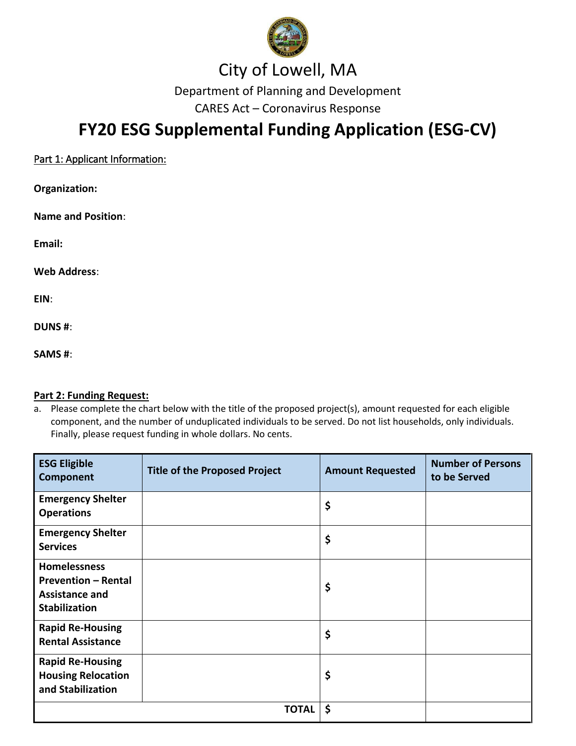# City of Lowell, MA

Department of Planning and Development

CARES Act – Coronavirus Response

## FY20 ESG Supplemental Funding Application (ESG-CV)

Part 1: Applicant Information:

**Organization:**

**Name and Position**:

**Email:**

**Web Address**:

**EIN**:

**DUNS #**:

**SAMS #**:

**Part 2: Funding Request:**

a. Please complete the chart below with the title of the proposed project(s), amount requested for each eligible component, and the number of unduplicated individuals to be served. Do not list households, only individuals. Finally, please request funding in whole dollars. No cents.

| ESG Eligible Component | Title of the Proposed Project | Amount Requested | Number of Persons to be Served |
|---|---|---|---|
| **Emergency Shelter Operations** | | $ | |
| **Emergency Shelter Services** | | $ | |
| **Homelessness Prevention – Rental Assistance and Stabilization** | | $ | |
| **Rapid Re-Housing Rental Assistance** | | $ | |
| **Rapid Re-Housing Housing Relocation and Stabilization** | | $ | |
| | **TOTAL** | $ | |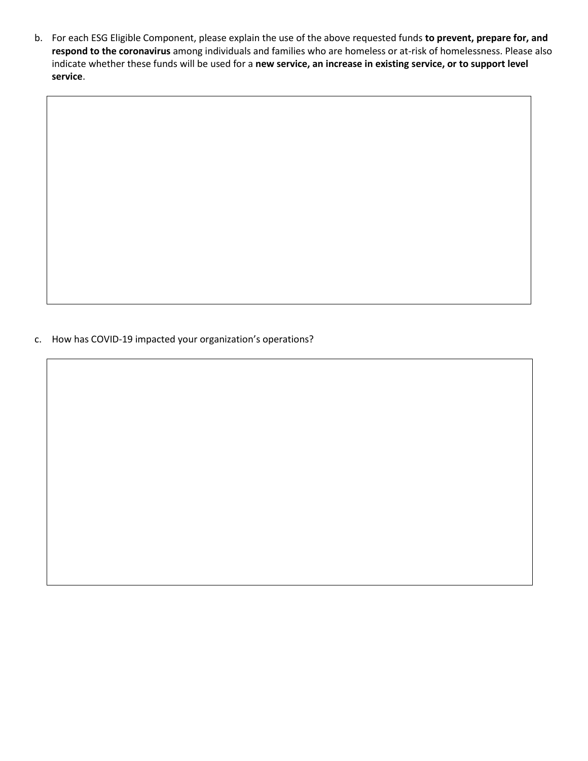b. For each ESG Eligible Component, please explain the use of the above requested funds **to prevent, prepare for, and respond to the coronavirus** among individuals and families who are homeless or at-risk of homelessness. Please also indicate whether these funds will be used for a **new service, an increase in existing service, or to support level service**.

c. How has COVID-19 impacted your organization's operations?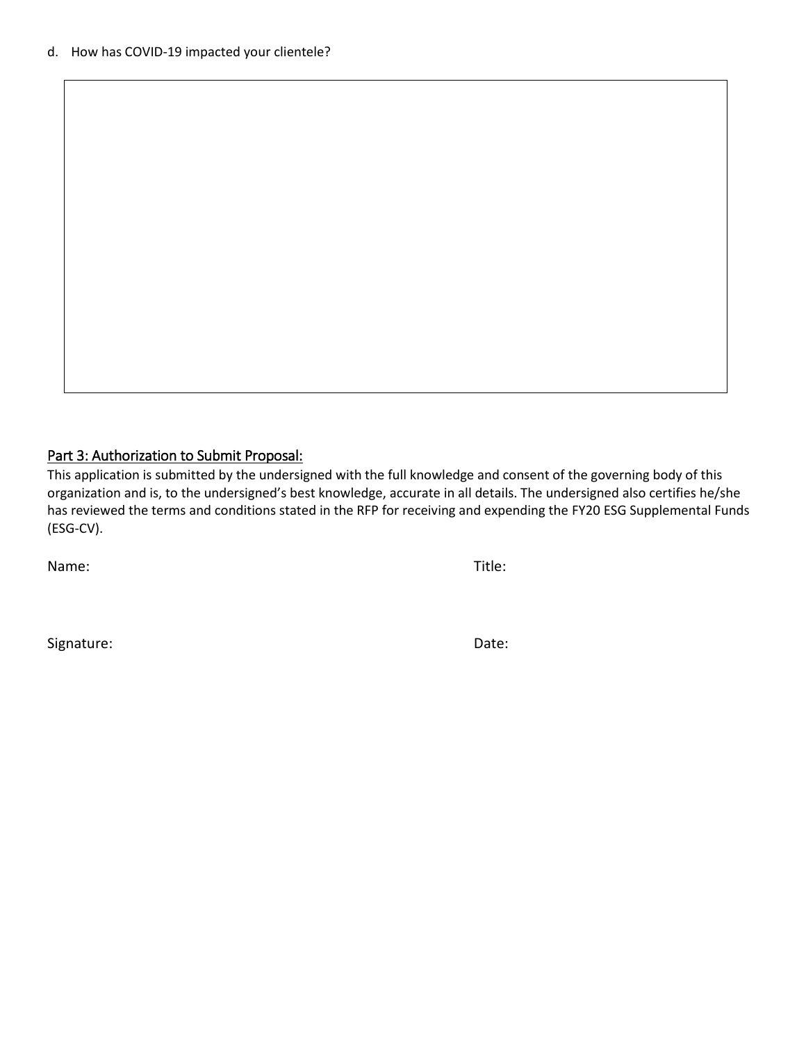d. How has COVID-19 impacted your clientele?

## Part 3: Authorization to Submit Proposal:

This application is submitted by the undersigned with the full knowledge and consent of the governing body of this organization and is, to the undersigned's best knowledge, accurate in all details. The undersigned also certifies he/she has reviewed the terms and conditions stated in the RFP for receiving and expending the FY20 ESG Supplemental Funds (ESG-CV).

Name: Title:

Signature: Date: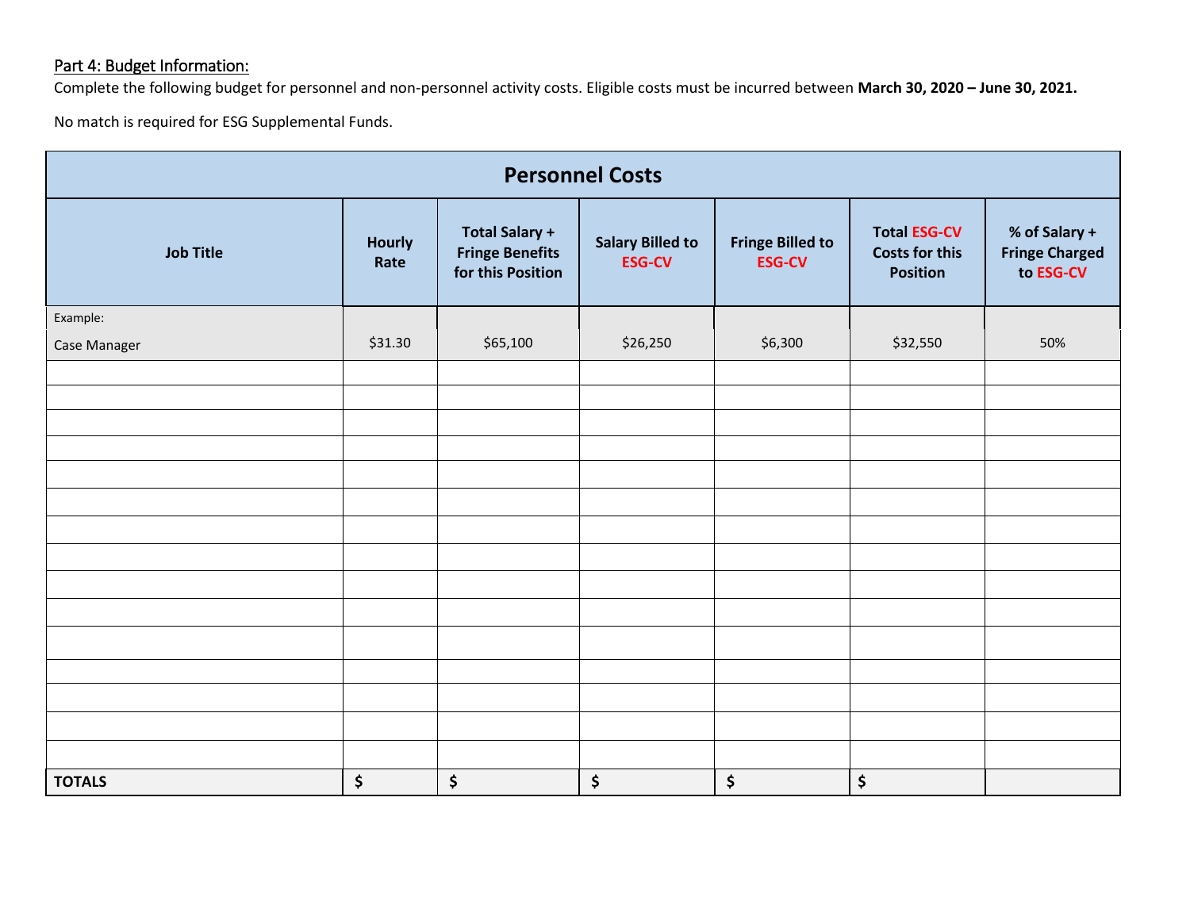Part 4: Budget Information:

Complete the following budget for personnel and non-personnel activity costs. Eligible costs must be incurred between **March 30, 2020 – June 30, 2021.**

No match is required for ESG Supplemental Funds.

| **Personnel Costs** | | | | | | |
|---|---|---|---|---|---|---|
| **Job Title** | **Hourly Rate** | **Total Salary + Fringe Benefits for this Position** | **Salary Billed to ESG-CV** | **Fringe Billed to ESG-CV** | **Total ESG-CV Costs for this Position** | **% of Salary + Fringe Charged to ESG-CV** |
| Example: Case Manager | $31.30 | $65,100 | $26,250 | $6,300 | $32,550 | 50% |
| | | | | | | |
| | | | | | | |
| | | | | | | |
| | | | | | | |
| | | | | | | |
| | | | | | | |
| | | | | | | |
| | | | | | | |
| | | | | | | |
| | | | | | | |
| | | | | | | |
| | | | | | | |
| | | | | | | |
| | | | | | | |
| | | | | | | |
| **TOTALS** | **$** | **$** | **$** | **$** | **$** | |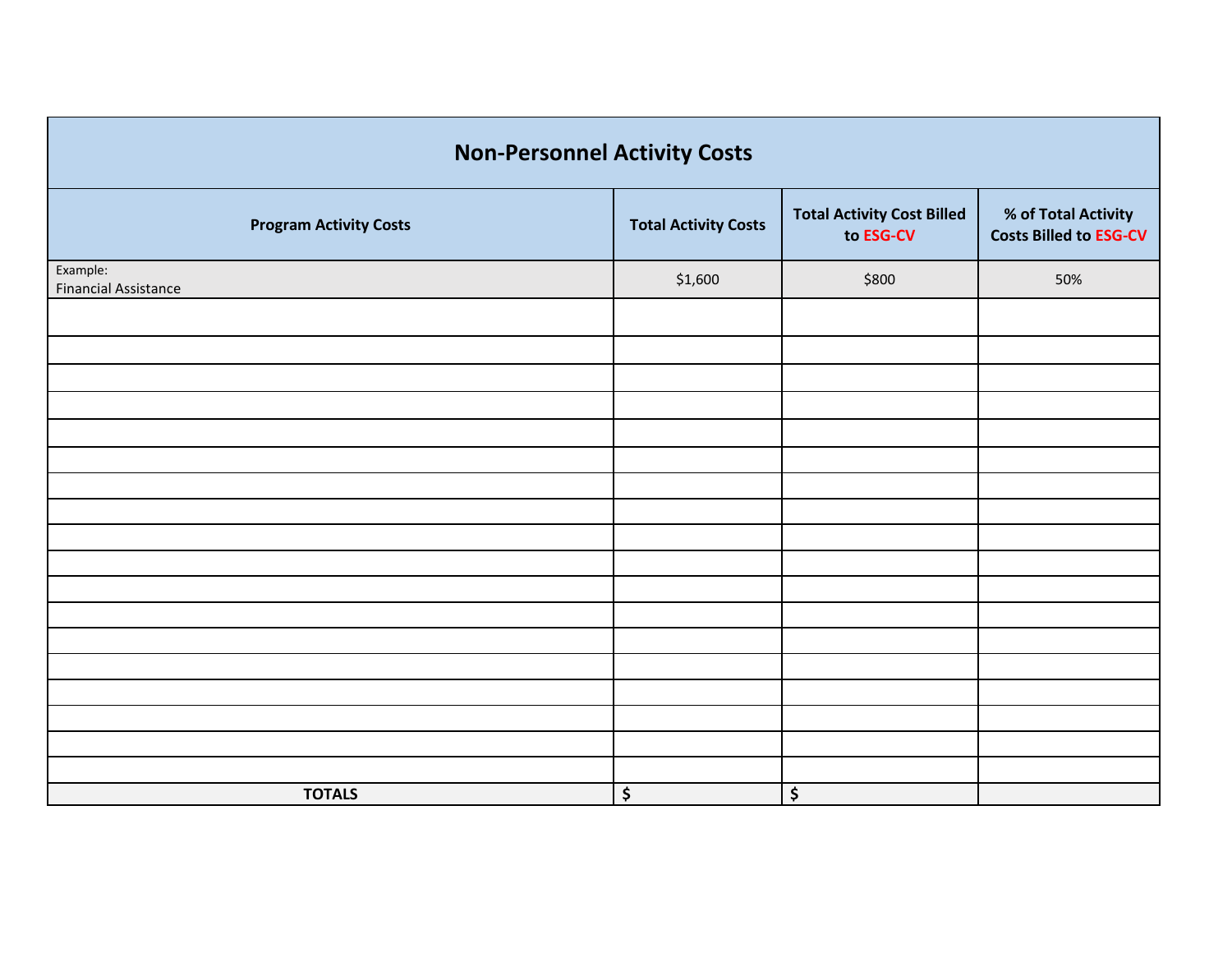## Non-Personnel Activity Costs

| Program Activity Costs | Total Activity Costs | Total Activity Cost Billed to ESG-CV | % of Total Activity Costs Billed to ESG-CV |
|---|---|---|---|
| Example: Financial Assistance | $1,600 | $800 | 50% |
| | | | |
| | | | |
| | | | |
| | | | |
| | | | |
| | | | |
| | | | |
| | | | |
| | | | |
| | | | |
| | | | |
| | | | |
| | | | |
| | | | |
| | | | |
| | | | |
| | | | |
| | | | |
| **TOTALS** | **$** | **$** | |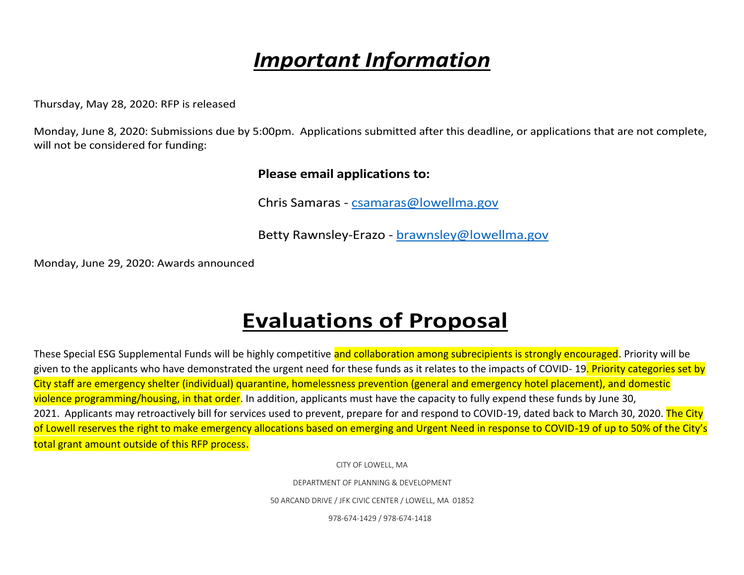# *Important Information*

Thursday, May 28, 2020: RFP is released

Monday, June 8, 2020: Submissions due by 5:00pm. Applications submitted after this deadline, or applications that are not complete, will not be considered for funding:

**Please email applications to:**

Chris Samaras - csamaras@lowellma.gov

Betty Rawnsley-Erazo - brawnsley@lowellma.gov

Monday, June 29, 2020: Awards announced

# Evaluations of Proposal

These Special ESG Supplemental Funds will be highly competitive and collaboration among subrecipients is strongly encouraged. Priority will be given to the applicants who have demonstrated the urgent need for these funds as it relates to the impacts of COVID- 19. Priority categories set by City staff are emergency shelter (individual) quarantine, homelessness prevention (general and emergency hotel placement), and domestic violence programming/housing, in that order. In addition, applicants must have the capacity to fully expend these funds by June 30, 2021. Applicants may retroactively bill for services used to prevent, prepare for and respond to COVID-19, dated back to March 30, 2020. The City of Lowell reserves the right to make emergency allocations based on emerging and Urgent Need in response to COVID-19 of up to 50% of the City's total grant amount outside of this RFP process.

CITY OF LOWELL, MA

DEPARTMENT OF PLANNING & DEVELOPMENT

50 ARCAND DRIVE / JFK CIVIC CENTER / LOWELL, MA 01852

978-674-1429 / 978-674-1418